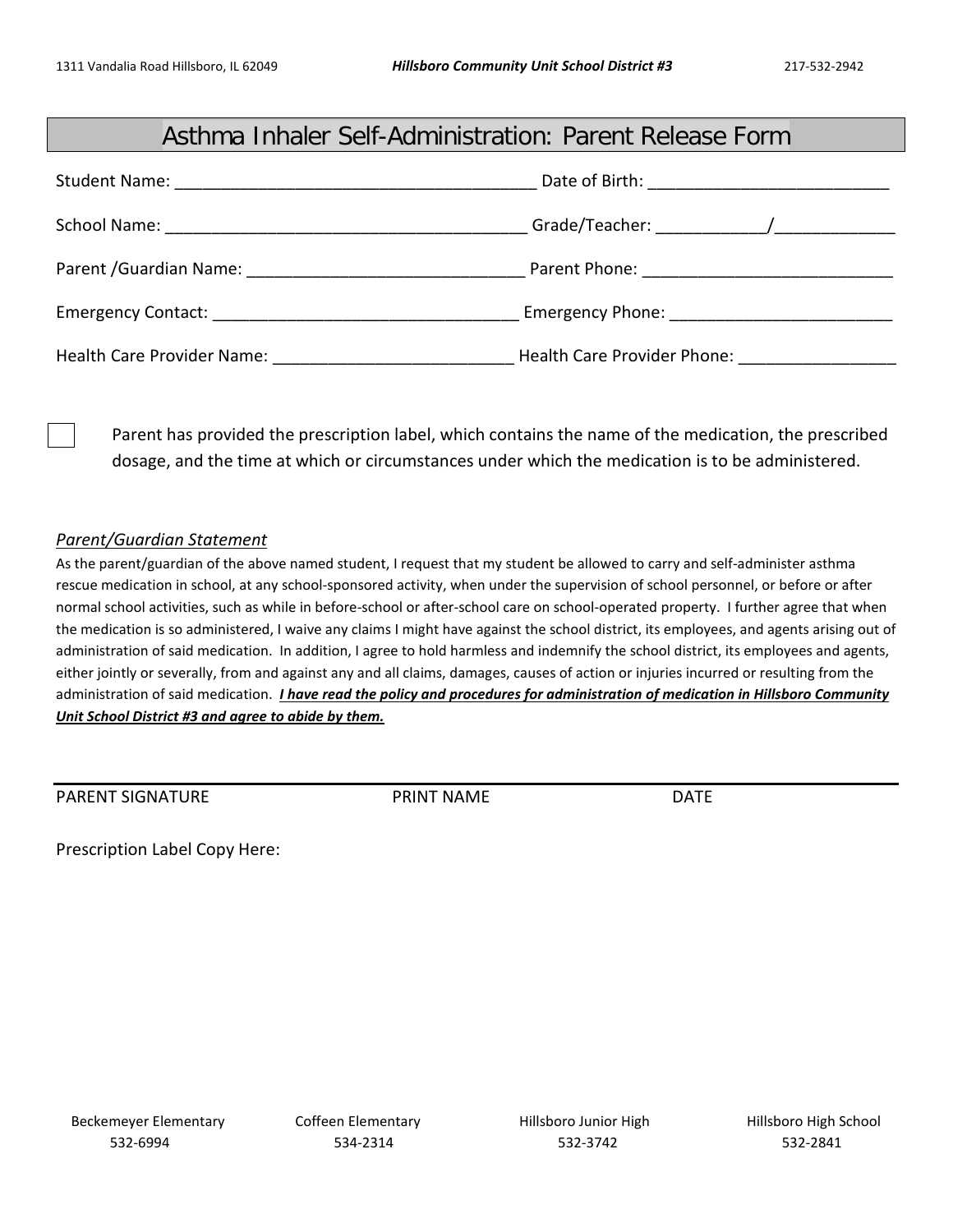1311 Vandalia Road Hillsboro, IL 62049 — ***Hillsboro Community Unit School District #3*** — 217-532-2942

# Asthma Inhaler Self-Administration: Parent Release Form

Student Name: ______________________________________ Date of Birth: _________________________

School Name: _______________________________________ Grade/Teacher: ___________/_____________

Parent /Guardian Name: ____________________________ Parent Phone: ___________________________

Emergency Contact: _______________________________ Emergency Phone: ________________________

Health Care Provider Name: _________________________ Health Care Provider Phone: ________________

☐ Parent has provided the prescription label, which contains the name of the medication, the prescribed dosage, and the time at which or circumstances under which the medication is to be administered.

## *Parent/Guardian Statement*

As the parent/guardian of the above named student, I request that my student be allowed to carry and self-administer asthma rescue medication in school, at any school-sponsored activity, when under the supervision of school personnel, or before or after normal school activities, such as while in before-school or after-school care on school-operated property. I further agree that when the medication is so administered, I waive any claims I might have against the school district, its employees, and agents arising out of administration of said medication. In addition, I agree to hold harmless and indemnify the school district, its employees and agents, either jointly or severally, from and against any and all claims, damages, causes of action or injuries incurred or resulting from the administration of said medication. ***I have read the policy and procedures for administration of medication in Hillsboro Community Unit School District #3 and agree to abide by them.***

_____________________________________________________________________________

PARENT SIGNATURE PRINT NAME DATE

Prescription Label Copy Here:

| Beckemeyer Elementary | Coffeen Elementary | Hillsboro Junior High | Hillsboro High School |
|---|---|---|---|
| 532-6994 | 534-2314 | 532-3742 | 532-2841 |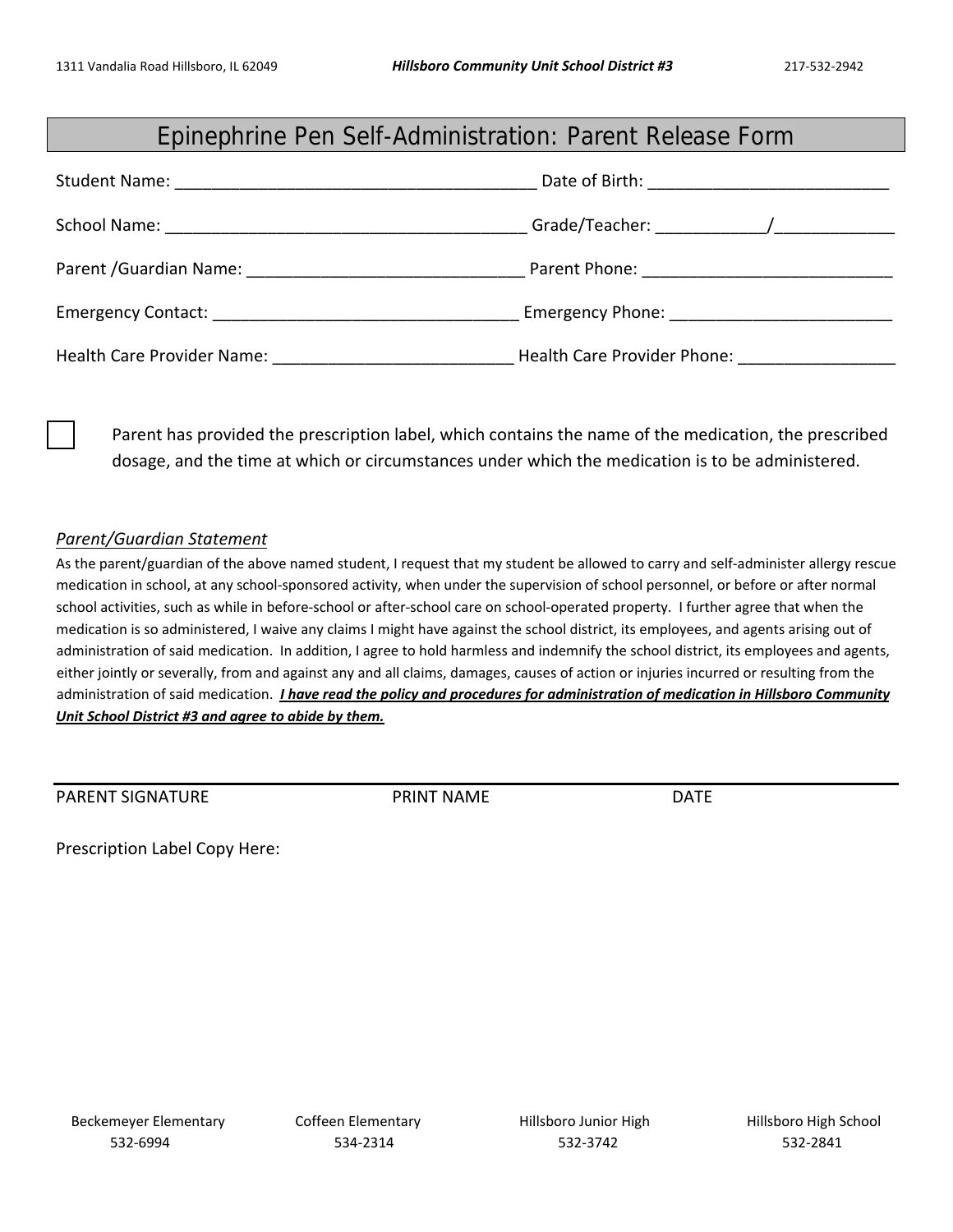1311 Vandalia Road Hillsboro, IL 62049 — ***Hillsboro Community Unit School District #3*** — 217-532-2942

# Epinephrine Pen Self-Administration: Parent Release Form

Student Name: _______________________________________ Date of Birth: _________________________

School Name: _______________________________________ Grade/Teacher: ___________/____________

Parent /Guardian Name: ______________________________ Parent Phone: ___________________________

Emergency Contact: ________________________________ Emergency Phone: ________________________

Health Care Provider Name: _________________________ Health Care Provider Phone: ________________

☐ Parent has provided the prescription label, which contains the name of the medication, the prescribed dosage, and the time at which or circumstances under which the medication is to be administered.

### *Parent/Guardian Statement*

As the parent/guardian of the above named student, I request that my student be allowed to carry and self-administer allergy rescue medication in school, at any school-sponsored activity, when under the supervision of school personnel, or before or after normal school activities, such as while in before-school or after-school care on school-operated property. I further agree that when the medication is so administered, I waive any claims I might have against the school district, its employees, and agents arising out of administration of said medication. In addition, I agree to hold harmless and indemnify the school district, its employees and agents, either jointly or severally, from and against any and all claims, damages, causes of action or injuries incurred or resulting from the administration of said medication. ***I have read the policy and procedures for administration of medication in Hillsboro Community Unit School District #3 and agree to abide by them.***

___________________________________________________________________________

PARENT SIGNATURE PRINT NAME DATE

Prescription Label Copy Here:

Beckemeyer Elementary 532-6994

Coffeen Elementary 534-2314

Hillsboro Junior High 532-3742

Hillsboro High School 532-2841